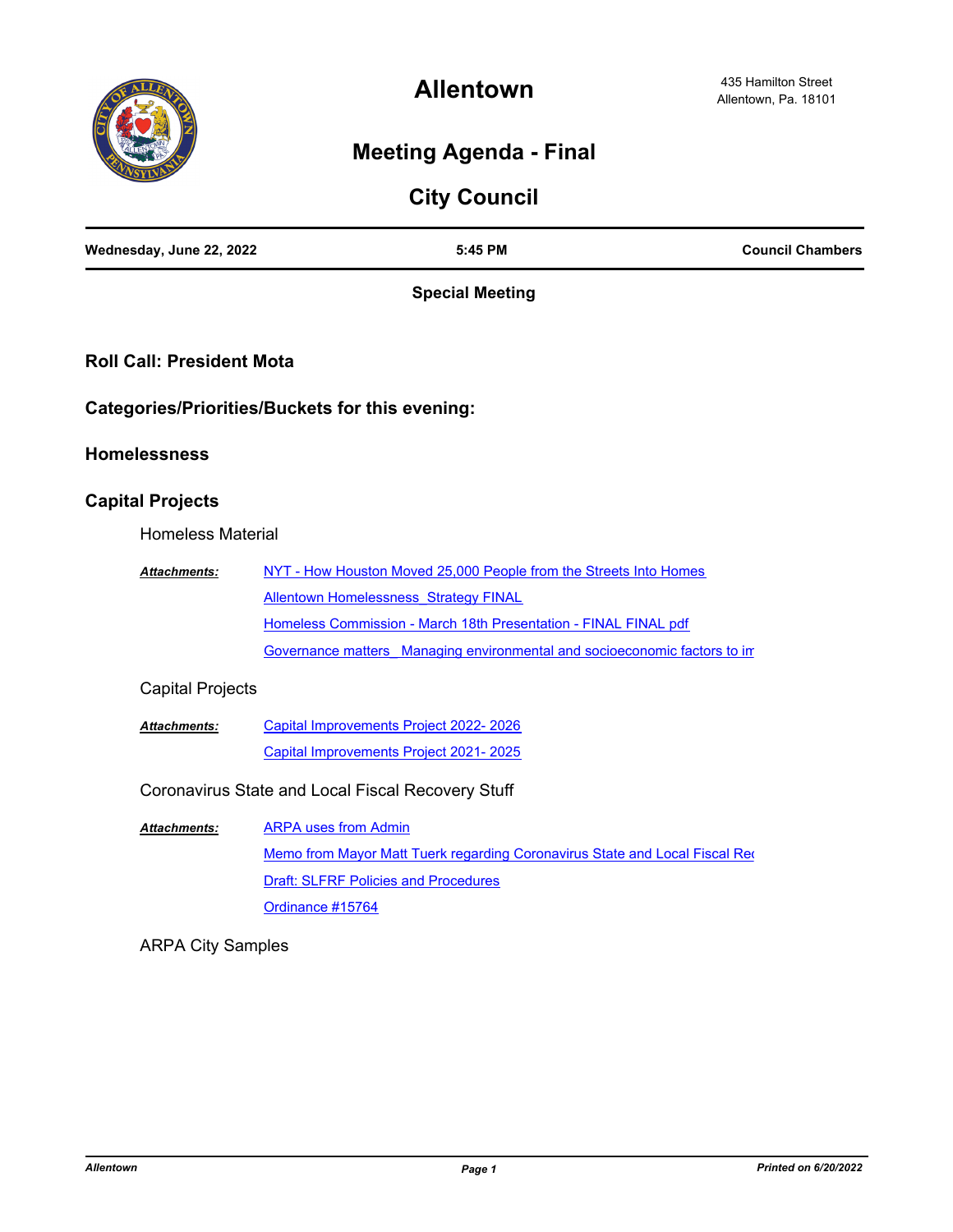# Allentown

435 Hamilton Street
Allentown, Pa. 18101

## Meeting Agenda - Final

## City Council

| Wednesday, June 22, 2022 | 5:45 PM | Council Chambers |
|---|---|---|

**Special Meeting**

### Roll Call: President Mota

### Categories/Priorities/Buckets for this evening:

### Homelessness

### Capital Projects

Homeless Material

***Attachments:***
- NYT - How Houston Moved 25,000 People from the Streets Into Homes
- Allentown Homelessness_Strategy FINAL
- Homeless Commission - March 18th Presentation - FINAL FINAL pdf
- Governance matters_ Managing environmental and socioeconomic factors to im

Capital Projects

***Attachments:***
- Capital Improvements Project 2022- 2026
- Capital Improvements Project 2021- 2025

Coronavirus State and Local Fiscal Recovery Stuff

***Attachments:***
- ARPA uses from Admin
- Memo from Mayor Matt Tuerk regarding Coronavirus State and Local Fiscal Rec
- Draft: SLFRF Policies and Procedures
- Ordinance #15764

ARPA City Samples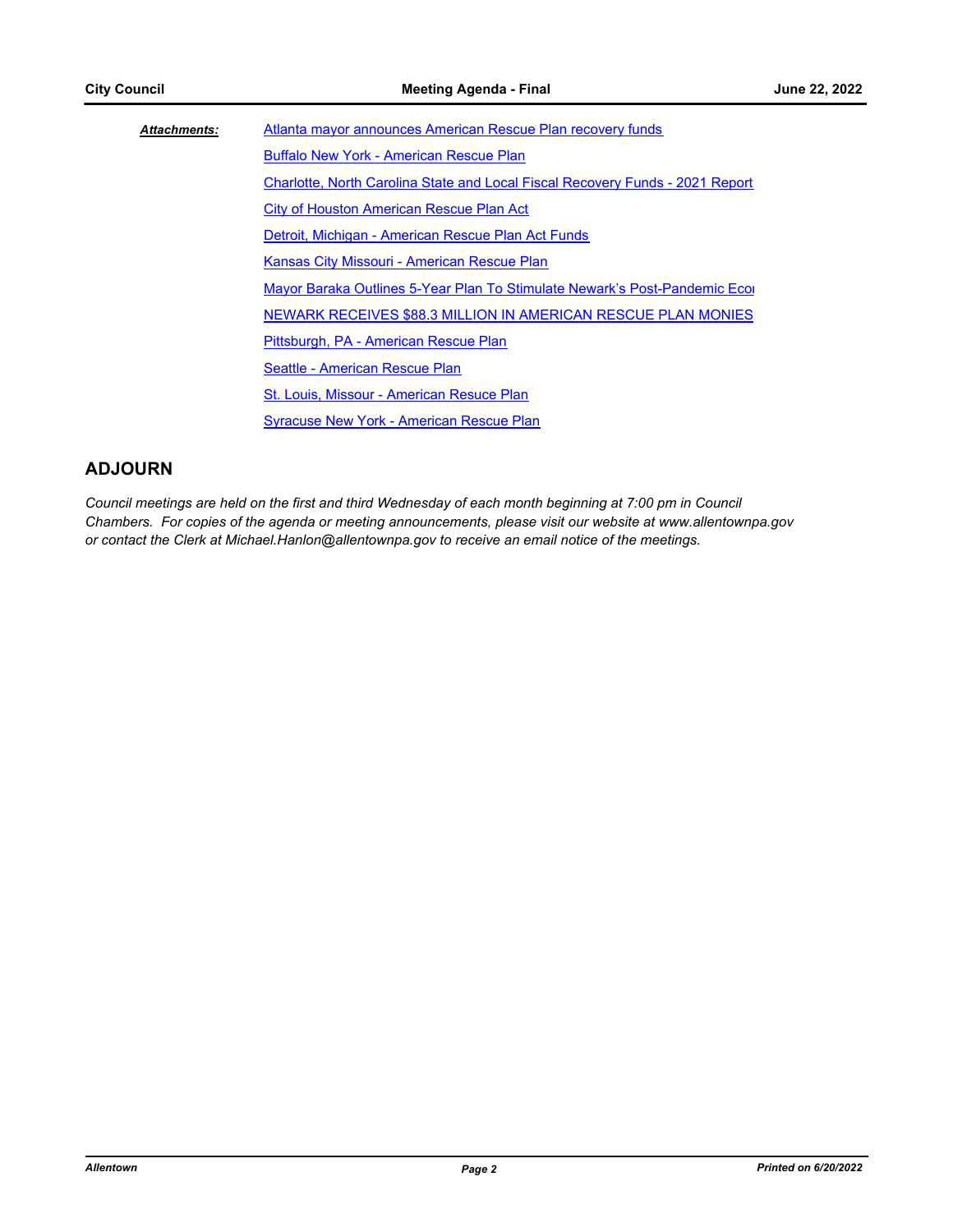***Attachments:***

Atlanta mayor announces American Rescue Plan recovery funds
Buffalo New York - American Rescue Plan
Charlotte, North Carolina State and Local Fiscal Recovery Funds - 2021 Report
City of Houston American Rescue Plan Act
Detroit, Michigan - American Rescue Plan Act Funds
Kansas City Missouri - American Rescue Plan
Mayor Baraka Outlines 5-Year Plan To Stimulate Newark's Post-Pandemic Ecor
NEWARK RECEIVES $88.3 MILLION IN AMERICAN RESCUE PLAN MONIES
Pittsburgh, PA - American Rescue Plan
Seattle - American Rescue Plan
St. Louis, Missour - American Resuce Plan
Syracuse New York - American Rescue Plan

## ADJOURN

*Council meetings are held on the first and third Wednesday of each month beginning at 7:00 pm in Council Chambers. For copies of the agenda or meeting announcements, please visit our website at www.allentownpa.gov or contact the Clerk at Michael.Hanlon@allentownpa.gov to receive an email notice of the meetings.*